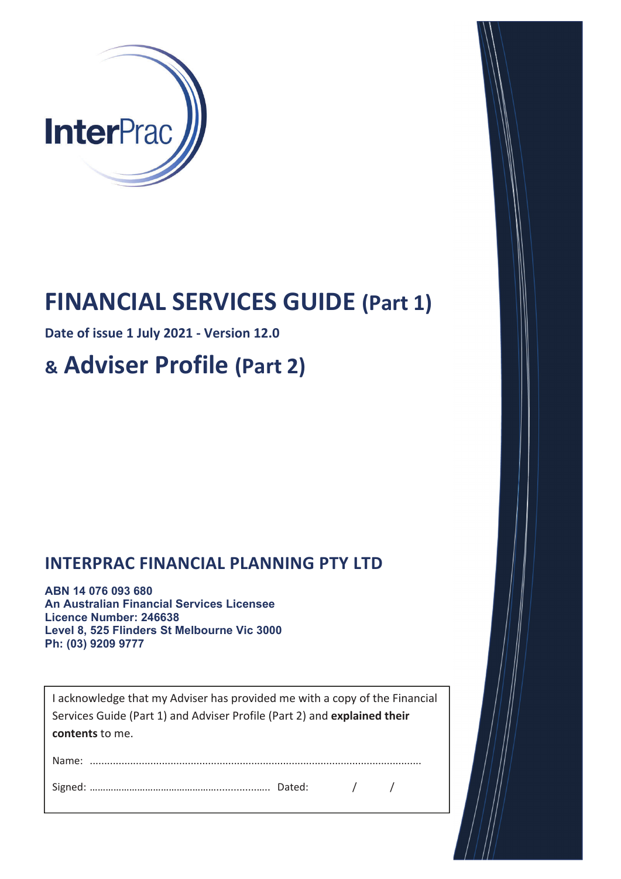InterPrac

# FINANCIAL SERVICES GUIDE (Part 1)

**Date of issue 1 July 2021 - Version 12.0**

# & Adviser Profile (Part 2)

## INTERPRAC FINANCIAL PLANNING PTY LTD

**ABN 14 076 093 680**
**An Australian Financial Services Licensee**
**Licence Number: 246638**
**Level 8, 525 Flinders St Melbourne Vic 3000**
**Ph: (03) 9209 9777**

I acknowledge that my Adviser has provided me with a copy of the Financial Services Guide (Part 1) and Adviser Profile (Part 2) and **explained their contents** to me.

Name: ..................................................................................................................

Signed: ................................................................... Dated: / /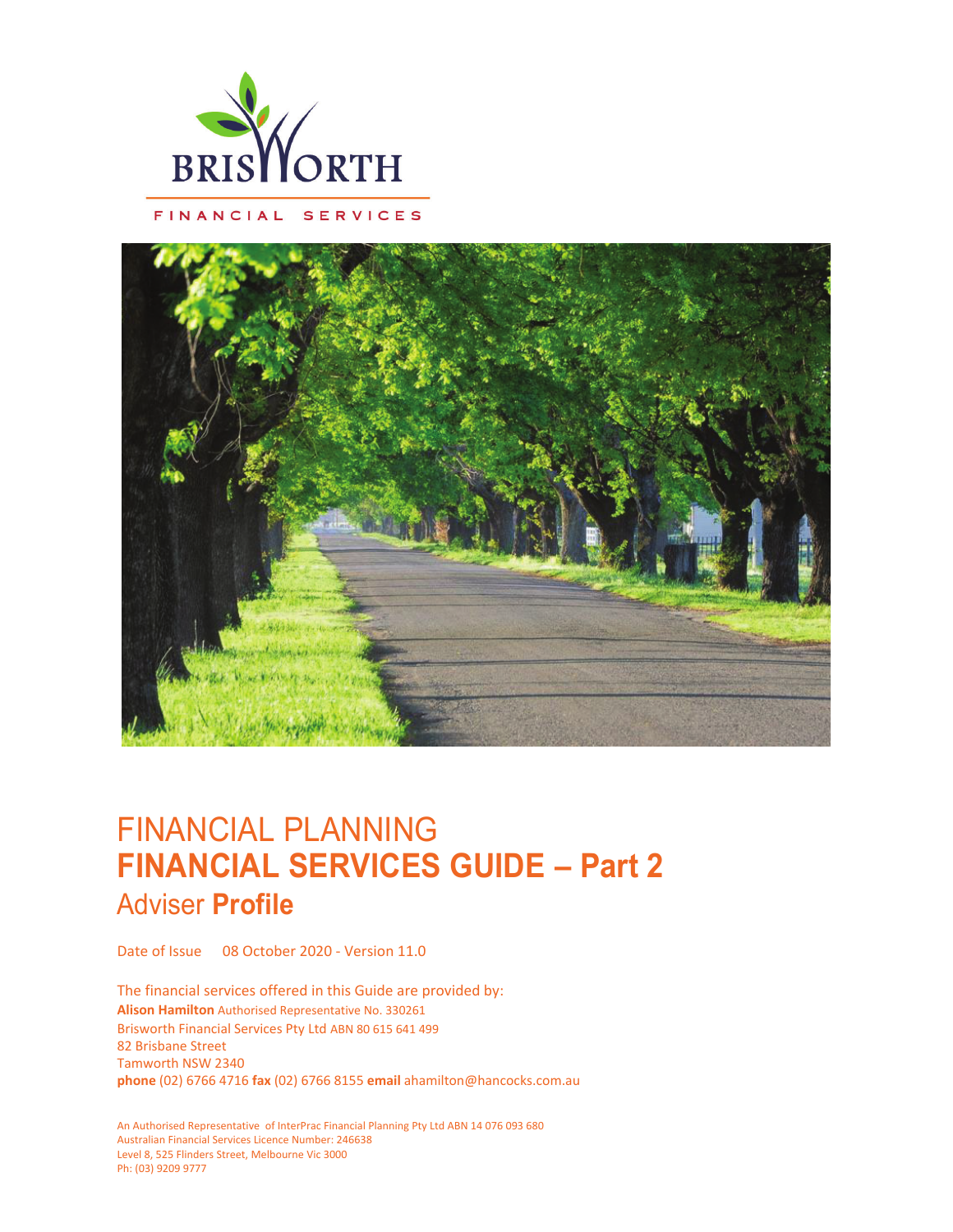BRISWORTH

FINANCIAL SERVICES

# FINANCIAL PLANNING
# FINANCIAL SERVICES GUIDE – Part 2
## Adviser Profile

Date of Issue 08 October 2020 - Version 11.0

The financial services offered in this Guide are provided by:
**Alison Hamilton** Authorised Representative No. 330261
Brisworth Financial Services Pty Ltd ABN 80 615 641 499
82 Brisbane Street
Tamworth NSW 2340
**phone** (02) 6766 4716 **fax** (02) 6766 8155 **email** ahamilton@hancocks.com.au

An Authorised Representative of InterPrac Financial Planning Pty Ltd ABN 14 076 093 680
Australian Financial Services Licence Number: 246638
Level 8, 525 Flinders Street, Melbourne Vic 3000
Ph: (03) 9209 9777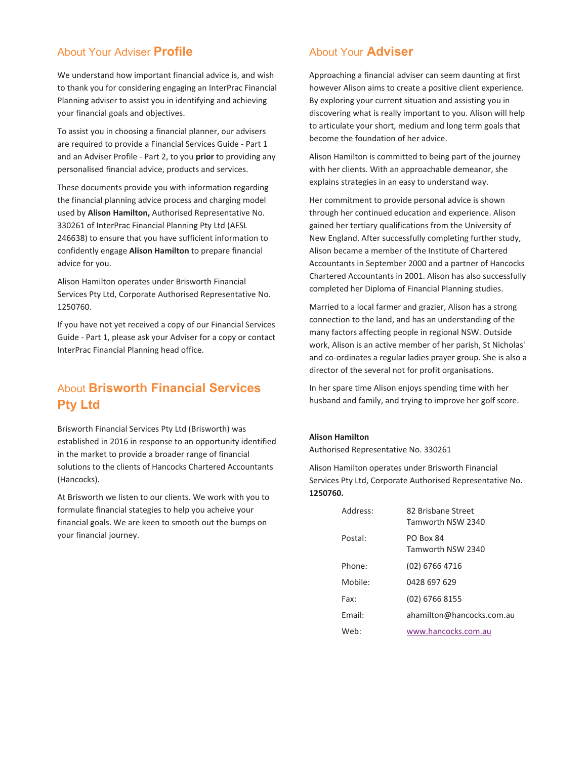## About Your Adviser **Profile**

We understand how important financial advice is, and wish to thank you for considering engaging an InterPrac Financial Planning adviser to assist you in identifying and achieving your financial goals and objectives.

To assist you in choosing a financial planner, our advisers are required to provide a Financial Services Guide - Part 1 and an Adviser Profile - Part 2, to you **prior** to providing any personalised financial advice, products and services.

These documents provide you with information regarding the financial planning advice process and charging model used by **Alison Hamilton,** Authorised Representative No. 330261 of InterPrac Financial Planning Pty Ltd (AFSL 246638) to ensure that you have sufficient information to confidently engage **Alison Hamilton** to prepare financial advice for you.

Alison Hamilton operates under Brisworth Financial Services Pty Ltd, Corporate Authorised Representative No. 1250760.

If you have not yet received a copy of our Financial Services Guide - Part 1, please ask your Adviser for a copy or contact InterPrac Financial Planning head office.

## About **Brisworth Financial Services Pty Ltd**

Brisworth Financial Services Pty Ltd (Brisworth) was established in 2016 in response to an opportunity identified in the market to provide a broader range of financial solutions to the clients of Hancocks Chartered Accountants (Hancocks).

At Brisworth we listen to our clients. We work with you to formulate financial stategies to help you acheive your financial goals. We are keen to smooth out the bumps on your financial journey.

## About Your **Adviser**

Approaching a financial adviser can seem daunting at first however Alison aims to create a positive client experience. By exploring your current situation and assisting you in discovering what is really important to you. Alison will help to articulate your short, medium and long term goals that become the foundation of her advice.

Alison Hamilton is committed to being part of the journey with her clients. With an approachable demeanor, she explains strategies in an easy to understand way.

Her commitment to provide personal advice is shown through her continued education and experience. Alison gained her tertiary qualifications from the University of New England. After successfully completing further study, Alison became a member of the Institute of Chartered Accountants in September 2000 and a partner of Hancocks Chartered Accountants in 2001. Alison has also successfully completed her Diploma of Financial Planning studies.

Married to a local farmer and grazier, Alison has a strong connection to the land, and has an understanding of the many factors affecting people in regional NSW. Outside work, Alison is an active member of her parish, St Nicholas' and co-ordinates a regular ladies prayer group. She is also a director of the several not for profit organisations.

In her spare time Alison enjoys spending time with her husband and family, and trying to improve her golf score.

**Alison Hamilton**

Authorised Representative No. 330261

Alison Hamilton operates under Brisworth Financial Services Pty Ltd, Corporate Authorised Representative No. **1250760.**

| | |
|---|---|
| Address: | 82 Brisbane Street<br>Tamworth NSW 2340 |
| Postal: | PO Box 84<br>Tamworth NSW 2340 |
| Phone: | (02) 6766 4716 |
| Mobile: | 0428 697 629 |
| Fax: | (02) 6766 8155 |
| Email: | ahamilton@hancocks.com.au |
| Web: | www.hancocks.com.au |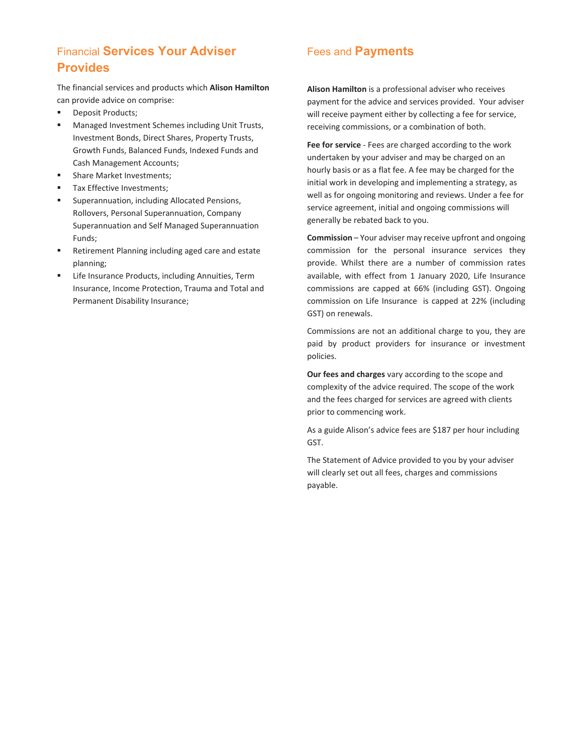## Financial **Services Your Adviser Provides**

The financial services and products which **Alison Hamilton** can provide advice on comprise:

- Deposit Products;
- Managed Investment Schemes including Unit Trusts, Investment Bonds, Direct Shares, Property Trusts, Growth Funds, Balanced Funds, Indexed Funds and Cash Management Accounts;
- Share Market Investments;
- Tax Effective Investments;
- Superannuation, including Allocated Pensions, Rollovers, Personal Superannuation, Company Superannuation and Self Managed Superannuation Funds;
- Retirement Planning including aged care and estate planning;
- Life Insurance Products, including Annuities, Term Insurance, Income Protection, Trauma and Total and Permanent Disability Insurance;

## Fees and **Payments**

**Alison Hamilton** is a professional adviser who receives payment for the advice and services provided. Your adviser will receive payment either by collecting a fee for service, receiving commissions, or a combination of both.

**Fee for service** - Fees are charged according to the work undertaken by your adviser and may be charged on an hourly basis or as a flat fee. A fee may be charged for the initial work in developing and implementing a strategy, as well as for ongoing monitoring and reviews. Under a fee for service agreement, initial and ongoing commissions will generally be rebated back to you.

**Commission** – Your adviser may receive upfront and ongoing commission for the personal insurance services they provide. Whilst there are a number of commission rates available, with effect from 1 January 2020, Life Insurance commissions are capped at 66% (including GST). Ongoing commission on Life Insurance is capped at 22% (including GST) on renewals.

Commissions are not an additional charge to you, they are paid by product providers for insurance or investment policies.

**Our fees and charges** vary according to the scope and complexity of the advice required. The scope of the work and the fees charged for services are agreed with clients prior to commencing work.

As a guide Alison's advice fees are $187 per hour including GST.

The Statement of Advice provided to you by your adviser will clearly set out all fees, charges and commissions payable.